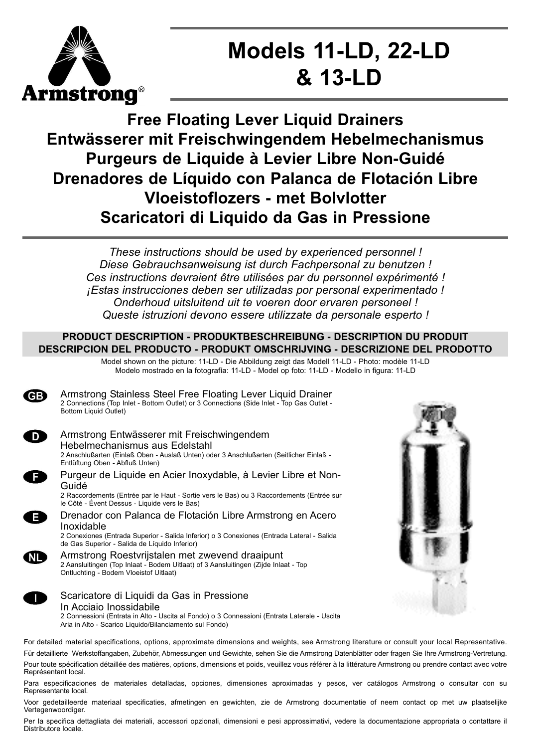# Models 11-LD, 22-LD & 13-LD

## Free Floating Lever Liquid Drainers
## Entwässerer mit Freischwingendem Hebelmechanismus
## Purgeurs de Liquide à Levier Libre Non-Guidé
## Drenadores de Líquido con Palanca de Flotación Libre
## Vloeistoflozers - met Bolvlotter
## Scaricatori di Liquido da Gas in Pressione

*These instructions should be used by experienced personnel !*
*Diese Gebrauchsanweisung ist durch Fachpersonal zu benutzen !*
*Ces instructions devraient être utilisées par du personnel expérimenté !*
*¡Estas instrucciones deben ser utilizadas por personal experimentado !*
*Onderhoud uitsluitend uit te voeren door ervaren personeel !*
*Queste istruzioni devono essere utilizzate da personale esperto !*

**PRODUCT DESCRIPTION - PRODUKTBESCHREIBUNG - DESCRIPTION DU PRODUIT DESCRIPCION DEL PRODUCTO - PRODUKT OMSCHRIJVING - DESCRIZIONE DEL PRODOTTO**

Model shown on the picture: 11-LD - Die Abbildung zeigt das Modell 11-LD - Photo: modèle 11-LD
Modelo mostrado en la fotografía: 11-LD - Model op foto: 11-LD - Modello in figura: 11-LD

**GB** Armstrong Stainless Steel Free Floating Lever Liquid Drainer
2 Connections (Top Inlet - Bottom Outlet) or 3 Connections (Side Inlet - Top Gas Outlet - Bottom Liquid Outlet)

**D** Armstrong Entwässerer mit Freischwingendem Hebelmechanismus aus Edelstahl
2 Anschlußarten (Einlaß Oben - Auslaß Unten) oder 3 Anschlußarten (Seitlicher Einlaß - Entlüftung Oben - Abfluß Unten)

**F** Purgeur de Liquide en Acier Inoxydable, à Levier Libre et Non-Guidé
2 Raccordements (Entrée par le Haut - Sortie vers le Bas) ou 3 Raccordements (Entrée sur le Côté - Évent Dessus - Liquide vers le Bas)

**E** Drenador con Palanca de Flotación Libre Armstrong en Acero Inoxidable
2 Conexiones (Entrada Superior - Salida Inferior) o 3 Conexiones (Entrada Lateral - Salida de Gas Superior - Salida de Líquido Inferior)

**NL** Armstrong Roestvrijstalen met zwevend draaipunt
2 Aansluitingen (Top Inlaat - Bodem Uitlaat) of 3 Aansluitingen (Zijde Inlaat - Top Ontluchting - Bodem Vloeistof Uitlaat)

**I** Scaricatore di Liquidi da Gas in Pressione In Acciaio Inossidabile
2 Connessioni (Entrata in Alto - Uscita al Fondo) o 3 Connessioni (Entrata Laterale - Uscita Aria in Alto - Scarico Liquido/Bilanciamento sul Fondo)

For detailed material specifications, options, approximate dimensions and weights, see Armstrong literature or consult your local Representative.

Für detaillierte Werkstoffangaben, Zubehör, Abmessungen und Gewichte, sehen Sie die Armstrong Datenblätter oder fragen Sie Ihre Armstrong-Vertretung.

Pour toute spécification détaillée des matières, options, dimensions et poids, veuillez vous référer à la littérature Armstrong ou prendre contact avec votre Représentant local.

Para especificaciones de materiales detalladas, opciones, dimensiones aproximadas y pesos, ver catálogos Armstrong o consultar con su Representante local.

Voor gedetailleerde materiaal specificaties, afmetingen en gewichten, zie de Armstrong documentatie of neem contact op met uw plaatselijke Vertegenwoordiger.

Per la specifica dettagliata dei materiali, accessori opzionali, dimensioni e pesi approssimativi, vedere la documentazione appropriata o contattare il Distributore locale.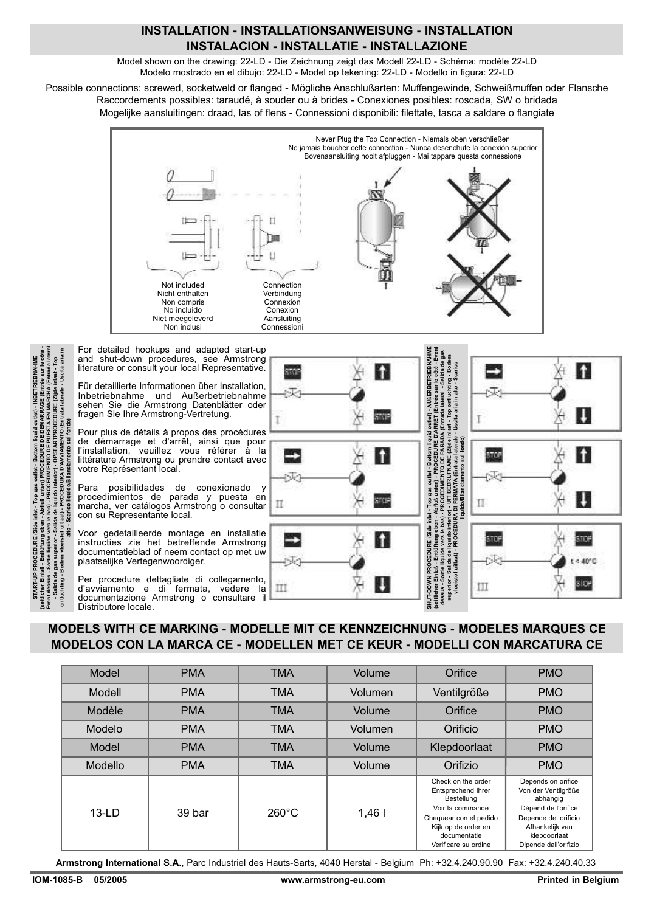# INSTALLATION - INSTALLATIONSANWEISUNG - INSTALLATION
# INSTALACION - INSTALLATIE - INSTALLAZIONE

Model shown on the drawing: 22-LD - Die Zeichnung zeigt das Modell 22-LD - Schéma: modèle 22-LD
Modelo mostrado en el dibujo: 22-LD - Model op tekening: 22-LD - Modello in figura: 22-LD

Possible connections: screwed, socketweld or flanged - Mögliche Anschlußarten: Muffengewinde, Schweißmuffen oder Flansche
Raccordements possibles: taraudé, à souder ou à brides - Conexiones posibles: roscada, SW o bridada
Mogelijke aansluitingen: draad, las of flens - Connessioni disponibili: filettate, tasca a saldare o flangiate

Never Plug the Top Connection - Niemals oben verschließen
Ne jamais boucher cette connection - Nunca desenchufe la conexión superior
Bovenaansluiting nooit afpluggen - Mai tappare questa connessione

Not included
Nicht enthalten
Non compris
No incluido
Niet meegeleverd
Non inclusi

Connection
Verbindung
Connexion
Conexion
Aansluiting
Connessioni

START-UP PROCEDURE (Side inlet - Top gas outlet - Bottom liquid outlet) - INBETRIEBNAHME (seitlicher Einlaß - Entlüftung oben - Abfluß unten) - PROCEDURE DE DEMARRAGE (Entrée sur le côté - Évent dessus - Sortie liquide vers le bas) - PROCEDIMIENTO DE PUESTA EN MARCHA (Entrada lateral - Salida de gas superior - Salida de liquido inferior) - OPSTARTPROCEDURE (Zijde inlaat - Top ontluchting - Bodem vloeistof uitlaat) - PROCEDURA D'AVVIAMENTO (Entrata laterale - Uscita aria in alto - Scarico liquido/Blanciamento sul fondo)

For detailed hookups and adapted start-up and shut-down procedures, see Armstrong literature or consult your local Representative.

Für detaillierte Informationen über Installation, Inbetriebnahme und Außerbetriebnahme sehen Sie die Armstrong Datenblätter oder fragen Sie Ihre Armstrong-Vertretung.

Pour plus de détails à propos des procédures de démarrage et d'arrêt, ainsi que pour l'installation, veuillez vous référer à la littérature Armstrong ou prendre contact avec votre Représentant local.

Para posibilidades de conexionado y procedimientos de parada y puesta en marcha, ver catálogos Armstrong o consultar con su Representante local.

Voor gedetailleerde montage en installatie instructies zie het betreffende Armstrong documentatieblad of neem contact op met uw plaatselijke Vertegenwoordiger.

Per procedure dettagliate di collegamento, d'avviamento e di fermata, vedere la documentazione Armstrong o consultare il Distributore locale.

STOP
STOP
I
II
III
STOP

SHUT-DOWN PROCEDURE (Side inlet - Top gas outlet - Bottom liquid outlet) - AUßERBETRIEBNAHME (seitlicher Einlaß - Entlüftung oben - Abfluß unten) - PROCEDURE D'ARRET (Entrée sur le côté - Évent dessus - Sortie liquide vers le bas) - PROCEDIMIENTO DE PARADA (Entrada lateral - Salida de gas superior - Salida de liquido inferior) - UIT BEDRIJFNAME (Zijde inlaat - Top ontluchting - Bodem vloeistof uitlaat) - PROCEDURA DI FERMATA (Entrata laterale - Uscita aria in alto - Scarico liquido/Blanciamento sul fondo)

I
STOP
II
STOP
STOP
t < 40°C
STOP
III

# MODELS WITH CE MARKING - MODELLE MIT CE KENNZEICHNUNG - MODELES MARQUES CE
# MODELOS CON LA MARCA CE - MODELLEN MET CE KEUR - MODELLI CON MARCATURA CE

| Model | PMA | TMA | Volume | Orifice | PMO |
|---|---|---|---|---|---|
| Modell | PMA | TMA | Volumen | Ventilgröße | PMO |
| Modèle | PMA | TMA | Volume | Orifice | PMO |
| Modelo | PMA | TMA | Volumen | Orificio | PMO |
| Model | PMA | TMA | Volume | Klepdoorlaat | PMO |
| Modello | PMA | TMA | Volume | Orifizio | PMO |
| 13-LD | 39 bar | 260°C | 1,46 l | Check on the order<br>Entsprechend Ihrer Bestellung<br>Voir la commande<br>Chequear con el pedido<br>Kijk op de order en documentatie<br>Verificare su ordine | Depends on orifice<br>Von der Ventilgröße abhängig<br>Dépend de l'orifice<br>Depende del orificio<br>Afhankelijk van klepdoorlaat<br>Dipende dall'orifizio |

**Armstrong International S.A.**, Parc Industriel des Hauts-Sarts, 4040 Herstal - Belgium Ph: +32.4.240.90.90 Fax: +32.4.240.40.33

**IOM-1085-B 05/2005** **www.armstrong-eu.com** **Printed in Belgium**